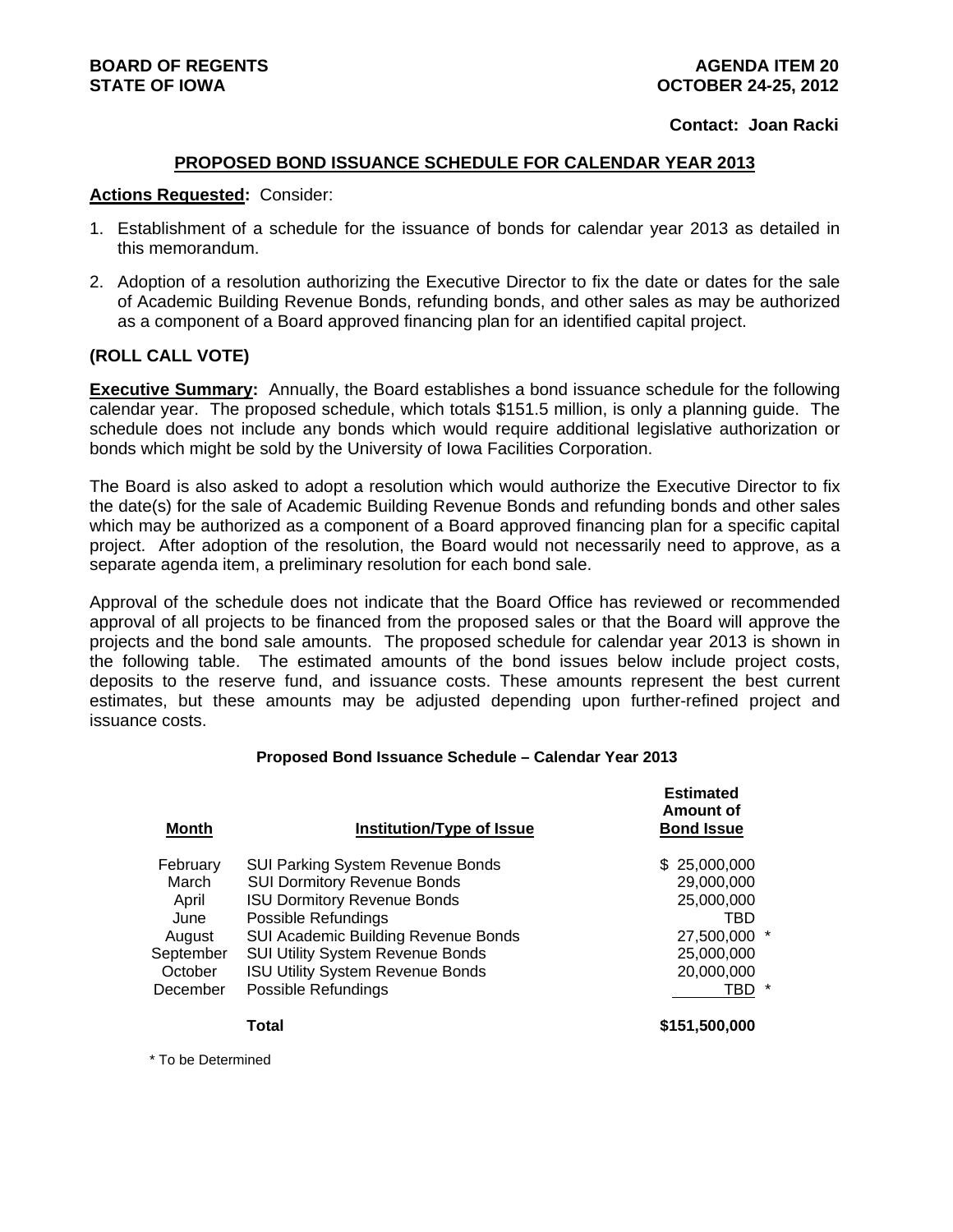**BOARD OF REGENTS**
**STATE OF IOWA**

**AGENDA ITEM 20**
**OCTOBER 24-25, 2012**

**Contact: Joan Racki**

## PROPOSED BOND ISSUANCE SCHEDULE FOR CALENDAR YEAR 2013

**Actions Requested:** Consider:

1. Establishment of a schedule for the issuance of bonds for calendar year 2013 as detailed in this memorandum.
2. Adoption of a resolution authorizing the Executive Director to fix the date or dates for the sale of Academic Building Revenue Bonds, refunding bonds, and other sales as may be authorized as a component of a Board approved financing plan for an identified capital project.

**(ROLL CALL VOTE)**

**Executive Summary:** Annually, the Board establishes a bond issuance schedule for the following calendar year. The proposed schedule, which totals $151.5 million, is only a planning guide. The schedule does not include any bonds which would require additional legislative authorization or bonds which might be sold by the University of Iowa Facilities Corporation.

The Board is also asked to adopt a resolution which would authorize the Executive Director to fix the date(s) for the sale of Academic Building Revenue Bonds and refunding bonds and other sales which may be authorized as a component of a Board approved financing plan for a specific capital project. After adoption of the resolution, the Board would not necessarily need to approve, as a separate agenda item, a preliminary resolution for each bond sale.

Approval of the schedule does not indicate that the Board Office has reviewed or recommended approval of all projects to be financed from the proposed sales or that the Board will approve the projects and the bond sale amounts. The proposed schedule for calendar year 2013 is shown in the following table. The estimated amounts of the bond issues below include project costs, deposits to the reserve fund, and issuance costs. These amounts represent the best current estimates, but these amounts may be adjusted depending upon further-refined project and issuance costs.

**Proposed Bond Issuance Schedule – Calendar Year 2013**

| Month | Institution/Type of Issue | Estimated Amount of Bond Issue |
|---|---|---|
| February | SUI Parking System Revenue Bonds | $ 25,000,000 |
| March | SUI Dormitory Revenue Bonds | 29,000,000 |
| April | ISU Dormitory Revenue Bonds | 25,000,000 |
| June | Possible Refundings | TBD |
| August | SUI Academic Building Revenue Bonds | 27,500,000 * |
| September | SUI Utility System Revenue Bonds | 25,000,000 |
| October | ISU Utility System Revenue Bonds | 20,000,000 |
| December | Possible Refundings | TBD * |
| | **Total** | **$151,500,000** |

\* To be Determined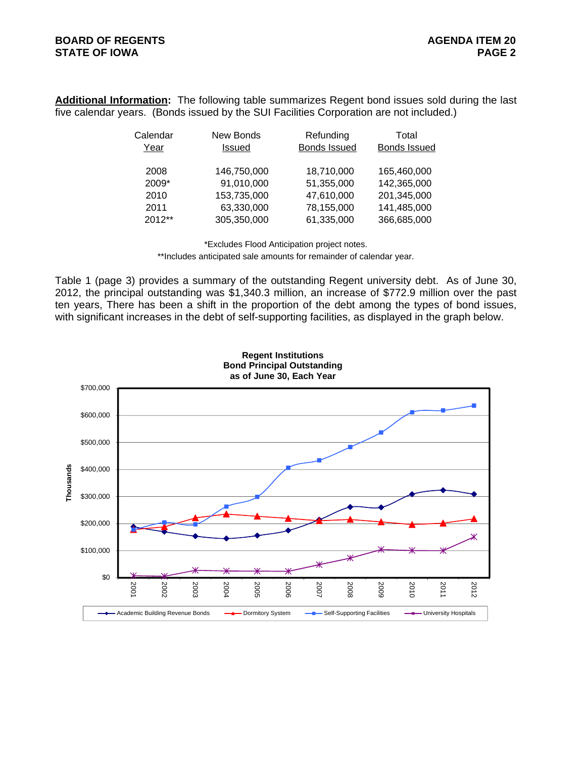**Additional Information:** The following table summarizes Regent bond issues sold during the last five calendar years. (Bonds issued by the SUI Facilities Corporation are not included.)

| Calendar Year | New Bonds Issued | Refunding Bonds Issued | Total Bonds Issued |
|---|---|---|---|
| 2008 | 146,750,000 | 18,710,000 | 165,460,000 |
| 2009* | 91,010,000 | 51,355,000 | 142,365,000 |
| 2010 | 153,735,000 | 47,610,000 | 201,345,000 |
| 2011 | 63,330,000 | 78,155,000 | 141,485,000 |
| 2012** | 305,350,000 | 61,335,000 | 366,685,000 |

*Excludes Flood Anticipation project notes.
**Includes anticipated sale amounts for remainder of calendar year.

Table 1 (page 3) provides a summary of the outstanding Regent university debt. As of June 30, 2012, the principal outstanding was $1,340.3 million, an increase of $772.9 million over the past ten years, There has been a shift in the proportion of the debt among the types of bond issues, with significant increases in the debt of self-supporting facilities, as displayed in the graph below.

**Regent Institutions**
**Bond Principal Outstanding**
**as of June 30, Each Year**

(Chart: Thousands, $0 to $700,000; years 2001–2012; series: Academic Building Revenue Bonds, Dormitory System, Self-Supporting Facilities, University Hospitals)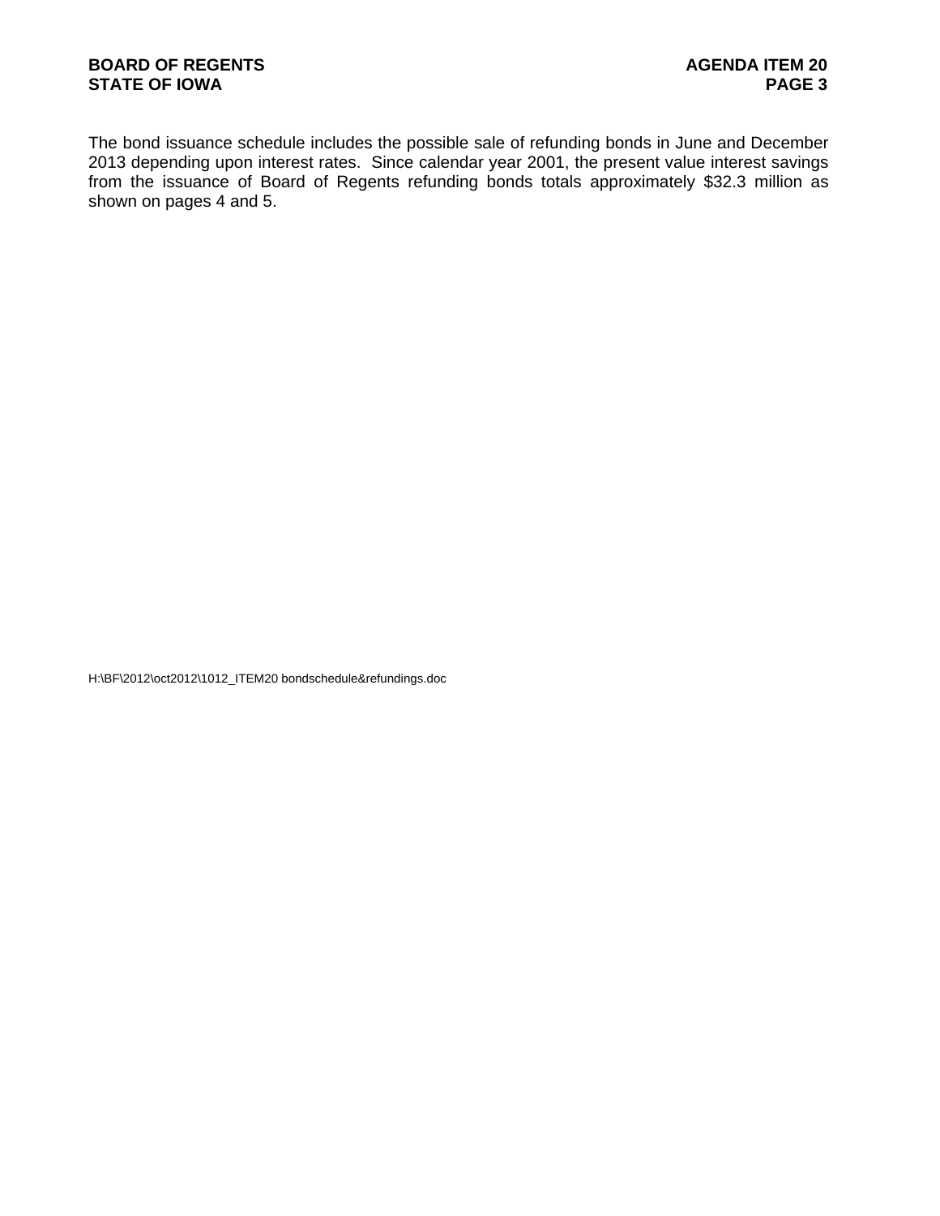The bond issuance schedule includes the possible sale of refunding bonds in June and December 2013 depending upon interest rates. Since calendar year 2001, the present value interest savings from the issuance of Board of Regents refunding bonds totals approximately $32.3 million as shown on pages 4 and 5.

H:\BF\2012\oct2012\1012_ITEM20 bondschedule&refundings.doc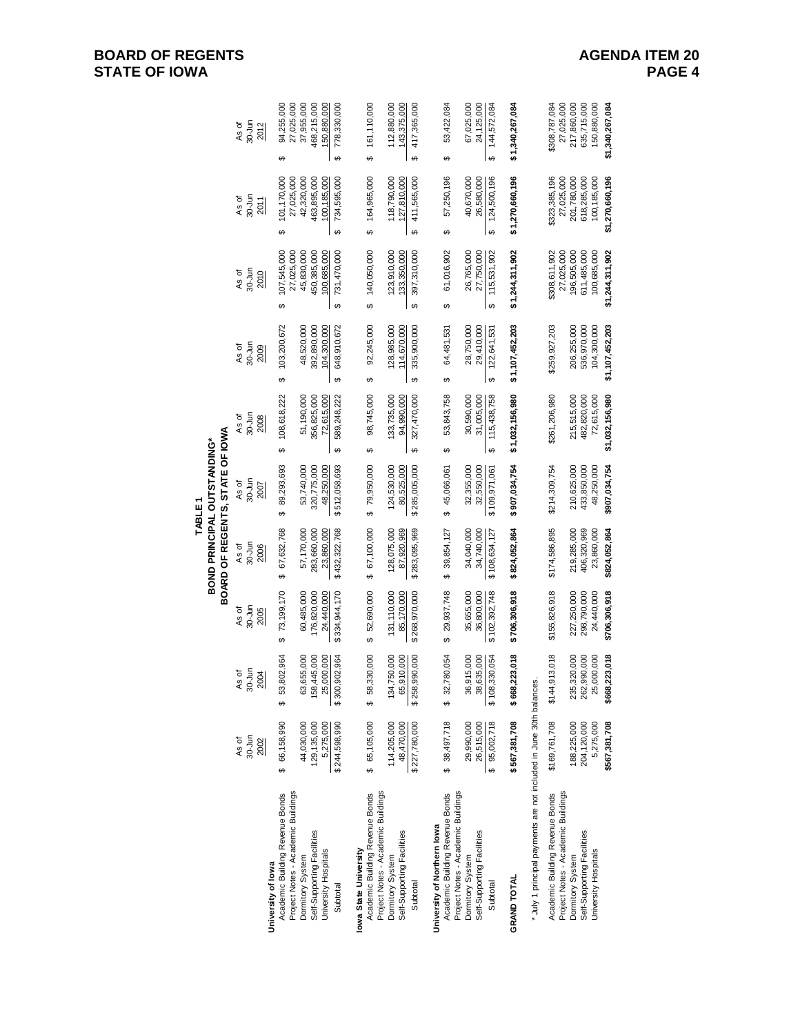# TABLE 1
## BOND PRINCIPAL OUTSTANDING*
## BOARD OF REGENTS, STATE OF IOWA

| | As of 30-Jun 2002 | As of 30-Jun 2004 | As of 30-Jun 2005 | As of 30-Jun 2006 | As of 30-Jun 2007 | As of 30-Jun 2008 | As of 30-Jun 2009 | As of 30-Jun 2010 | As of 30-Jun 2011 | As of 30-Jun 2012 |
|---|---|---|---|---|---|---|---|---|---|---|
| **University of Iowa** | | | | | | | | | | |
| Academic Building Revenue Bonds | $ 66,158,990 | $ 53,802,964 | $ 73,199,170 | $ 67,632,768 | $ 89,293,693 | $ 108,618,222 | $ 103,200,672 | $ 107,545,000 | $ 101,170,000 | $ 94,255,000 |
| Project Notes - Academic Buildings | | | | | | | | 27,025,000 | 27,025,000 | 27,025,000 |
| Dormitory System | 44,030,000 | 63,655,000 | 60,485,000 | 57,170,000 | 53,740,000 | 51,190,000 | 48,520,000 | 45,830,000 | 42,320,000 | 37,955,000 |
| Self-Supporting Facilities | 129,135,000 | 158,445,000 | 176,820,000 | 283,660,000 | 320,775,000 | 356,825,000 | 392,890,000 | 450,385,000 | 463,895,000 | 468,215,000 |
| University Hospitals | 5,275,000 | 25,000,000 | 24,440,000 | 23,860,000 | 48,250,000 | 72,615,000 | 104,300,000 | 100,685,000 | 100,185,000 | 150,880,000 |
| Subtotal | $ 244,598,990 | $ 300,902,964 | $ 334,944,170 | $ 432,322,768 | $ 512,058,693 | $ 589,248,222 | $ 648,910,672 | $ 731,470,000 | $ 734,595,000 | $ 778,330,000 |
| **Iowa State University** | | | | | | | | | | |
| Academic Building Revenue Bonds | $ 65,105,000 | $ 58,330,000 | $ 52,690,000 | $ 67,100,000 | $ 79,950,000 | $ 98,745,000 | $ 92,245,000 | $ 140,050,000 | $ 164,965,000 | $ 161,110,000 |
| Project Notes - Academic Buildings | | | | | | | | | | |
| Dormitory System | 114,205,000 | 134,750,000 | 131,110,000 | 128,075,000 | 124,530,000 | 133,735,000 | 128,985,000 | 123,910,000 | 118,790,000 | 112,880,000 |
| Self-Supporting Facilities | 48,470,000 | 65,910,000 | 85,170,000 | 87,920,969 | 80,525,000 | 94,990,000 | 114,670,000 | 133,350,000 | 127,810,000 | 143,375,000 |
| Subtotal | $ 227,780,000 | $ 258,990,000 | $ 268,970,000 | $ 283,095,969 | $ 285,005,000 | $ 327,470,000 | $ 335,900,000 | $ 397,310,000 | $ 411,565,000 | $ 417,365,000 |
| **University of Northern Iowa** | | | | | | | | | | |
| Academic Building Revenue Bonds | $ 38,497,718 | $ 32,780,054 | $ 29,937,748 | $ 39,854,127 | $ 45,066,061 | $ 53,843,758 | $ 64,481,531 | $ 61,016,902 | $ 57,250,196 | $ 53,422,084 |
| Project Notes - Academic Buildings | | | | | | | | | | |
| Dormitory System | 29,990,000 | 36,915,000 | 35,655,000 | 34,040,000 | 32,355,000 | 30,590,000 | 28,750,000 | 26,765,000 | 40,670,000 | 67,025,000 |
| Self-Supporting Facilities | 26,515,000 | 38,635,000 | 36,800,000 | 34,740,000 | 32,550,000 | 31,005,000 | 29,410,000 | 27,750,000 | 26,580,000 | 24,125,000 |
| Subtotal | $ 95,002,718 | $ 108,330,054 | $ 102,392,748 | $ 108,634,127 | $ 109,971,061 | $ 115,438,758 | $ 122,641,531 | $ 115,531,902 | $ 124,500,196 | $ 144,572,084 |
| **GRAND TOTAL** | **$ 567,381,708** | **$ 668,223,018** | **$ 706,306,918** | **$ 824,052,864** | **$ 907,034,754** | **$ 1,032,156,980** | **$ 1,107,452,203** | **$ 1,244,311,902** | **$ 1,270,660,196** | **$ 1,340,267,084** |

\* July 1 principal payments are not included in June 30th balances.

| | 2002 | 2004 | 2005 | 2006 | 2007 | 2008 | 2009 | 2010 | 2011 | 2012 |
|---|---|---|---|---|---|---|---|---|---|---|
| Academic Building Revenue Bonds | $169,761,708 | $144,913,018 | $155,826,918 | $174,586,895 | $214,309,754 | $261,206,980 | $259,927,203 | $308,611,902 | $323,385,196 | $308,787,084 |
| Project Notes - Academic Buildings | | | | | | | | 27,025,000 | 27,025,000 | 27,025,000 |
| Dormitory System | 188,225,000 | 235,320,000 | 227,250,000 | 219,285,000 | 210,625,000 | 215,515,000 | 206,255,000 | 196,505,000 | 201,780,000 | 217,860,000 |
| Self-Supporting Facilities | 204,120,000 | 262,990,000 | 298,790,000 | 406,320,969 | 433,850,000 | 482,820,000 | 536,970,000 | 611,485,000 | 618,285,000 | 635,715,000 |
| University Hospitals | 5,275,000 | 25,000,000 | 24,440,000 | 23,860,000 | 48,250,000 | 72,615,000 | 104,300,000 | 100,685,000 | 100,185,000 | 150,880,000 |
| | **$567,381,708** | **$668,223,018** | **$706,306,918** | **$824,052,864** | **$907,034,754** | **$1,032,156,980** | **$1,107,452,203** | **$1,244,311,902** | **$1,270,660,196** | **$1,340,267,084** |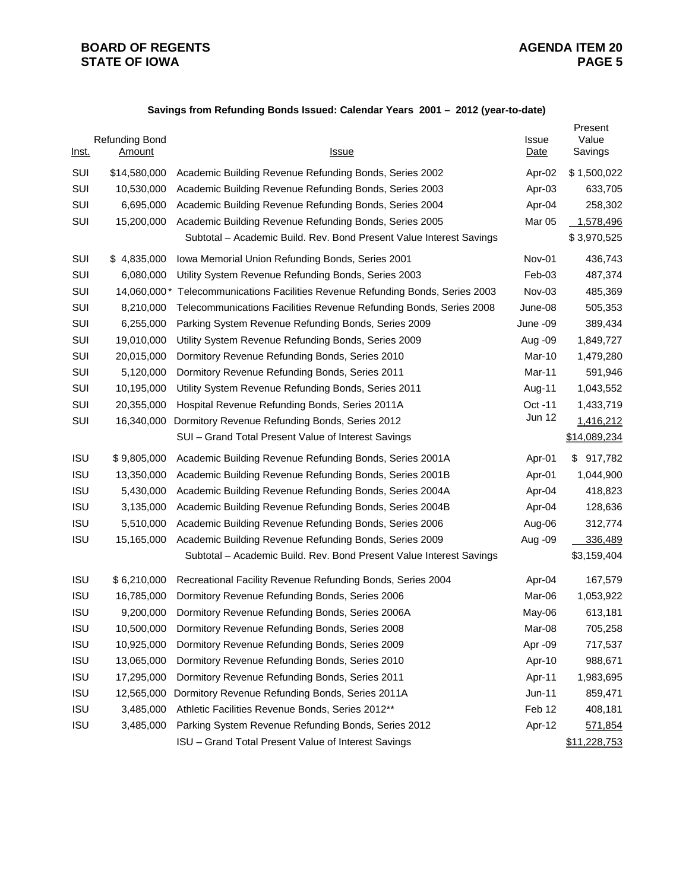**BOARD OF REGENTS**
**STATE OF IOWA**

**AGENDA ITEM 20**

### Savings from Refunding Bonds Issued: Calendar Years 2001 – 2012 (year-to-date)

| Inst. | Refunding Bond Amount | Issue | Issue Date | Present Value Savings |
|---|---|---|---|---|
| SUI | $14,580,000 | Academic Building Revenue Refunding Bonds, Series 2002 | Apr-02 | $ 1,500,022 |
| SUI | 10,530,000 | Academic Building Revenue Refunding Bonds, Series 2003 | Apr-03 | 633,705 |
| SUI | 6,695,000 | Academic Building Revenue Refunding Bonds, Series 2004 | Apr-04 | 258,302 |
| SUI | 15,200,000 | Academic Building Revenue Refunding Bonds, Series 2005 | Mar 05 | 1,578,496 |
| | | Subtotal – Academic Build. Rev. Bond Present Value Interest Savings | | $ 3,970,525 |
| SUI | $ 4,835,000 | Iowa Memorial Union Refunding Bonds, Series 2001 | Nov-01 | 436,743 |
| SUI | 6,080,000 | Utility System Revenue Refunding Bonds, Series 2003 | Feb-03 | 487,374 |
| SUI | 14,060,000* | Telecommunications Facilities Revenue Refunding Bonds, Series 2003 | Nov-03 | 485,369 |
| SUI | 8,210,000 | Telecommunications Facilities Revenue Refunding Bonds, Series 2008 | June-08 | 505,353 |
| SUI | 6,255,000 | Parking System Revenue Refunding Bonds, Series 2009 | June -09 | 389,434 |
| SUI | 19,010,000 | Utility System Revenue Refunding Bonds, Series 2009 | Aug -09 | 1,849,727 |
| SUI | 20,015,000 | Dormitory Revenue Refunding Bonds, Series 2010 | Mar-10 | 1,479,280 |
| SUI | 5,120,000 | Dormitory Revenue Refunding Bonds, Series 2011 | Mar-11 | 591,946 |
| SUI | 10,195,000 | Utility System Revenue Refunding Bonds, Series 2011 | Aug-11 | 1,043,552 |
| SUI | 20,355,000 | Hospital Revenue Refunding Bonds, Series 2011A | Oct -11 | 1,433,719 |
| SUI | 16,340,000 | Dormitory Revenue Refunding Bonds, Series 2012 | Jun 12 | 1,416,212 |
| | | SUI – Grand Total Present Value of Interest Savings | | $14,089,234 |
| ISU | $ 9,805,000 | Academic Building Revenue Refunding Bonds, Series 2001A | Apr-01 | $ 917,782 |
| ISU | 13,350,000 | Academic Building Revenue Refunding Bonds, Series 2001B | Apr-01 | 1,044,900 |
| ISU | 5,430,000 | Academic Building Revenue Refunding Bonds, Series 2004A | Apr-04 | 418,823 |
| ISU | 3,135,000 | Academic Building Revenue Refunding Bonds, Series 2004B | Apr-04 | 128,636 |
| ISU | 5,510,000 | Academic Building Revenue Refunding Bonds, Series 2006 | Aug-06 | 312,774 |
| ISU | 15,165,000 | Academic Building Revenue Refunding Bonds, Series 2009 | Aug -09 | 336,489 |
| | | Subtotal – Academic Build. Rev. Bond Present Value Interest Savings | | $3,159,404 |
| ISU | $ 6,210,000 | Recreational Facility Revenue Refunding Bonds, Series 2004 | Apr-04 | 167,579 |
| ISU | 16,785,000 | Dormitory Revenue Refunding Bonds, Series 2006 | Mar-06 | 1,053,922 |
| ISU | 9,200,000 | Dormitory Revenue Refunding Bonds, Series 2006A | May-06 | 613,181 |
| ISU | 10,500,000 | Dormitory Revenue Refunding Bonds, Series 2008 | Mar-08 | 705,258 |
| ISU | 10,925,000 | Dormitory Revenue Refunding Bonds, Series 2009 | Apr -09 | 717,537 |
| ISU | 13,065,000 | Dormitory Revenue Refunding Bonds, Series 2010 | Apr-10 | 988,671 |
| ISU | 17,295,000 | Dormitory Revenue Refunding Bonds, Series 2011 | Apr-11 | 1,983,695 |
| ISU | 12,565,000 | Dormitory Revenue Refunding Bonds, Series 2011A | Jun-11 | 859,471 |
| ISU | 3,485,000 | Athletic Facilities Revenue Bonds, Series 2012** | Feb 12 | 408,181 |
| ISU | 3,485,000 | Parking System Revenue Refunding Bonds, Series 2012 | Apr-12 | 571,854 |
| | | ISU – Grand Total Present Value of Interest Savings | | $11,228,753 |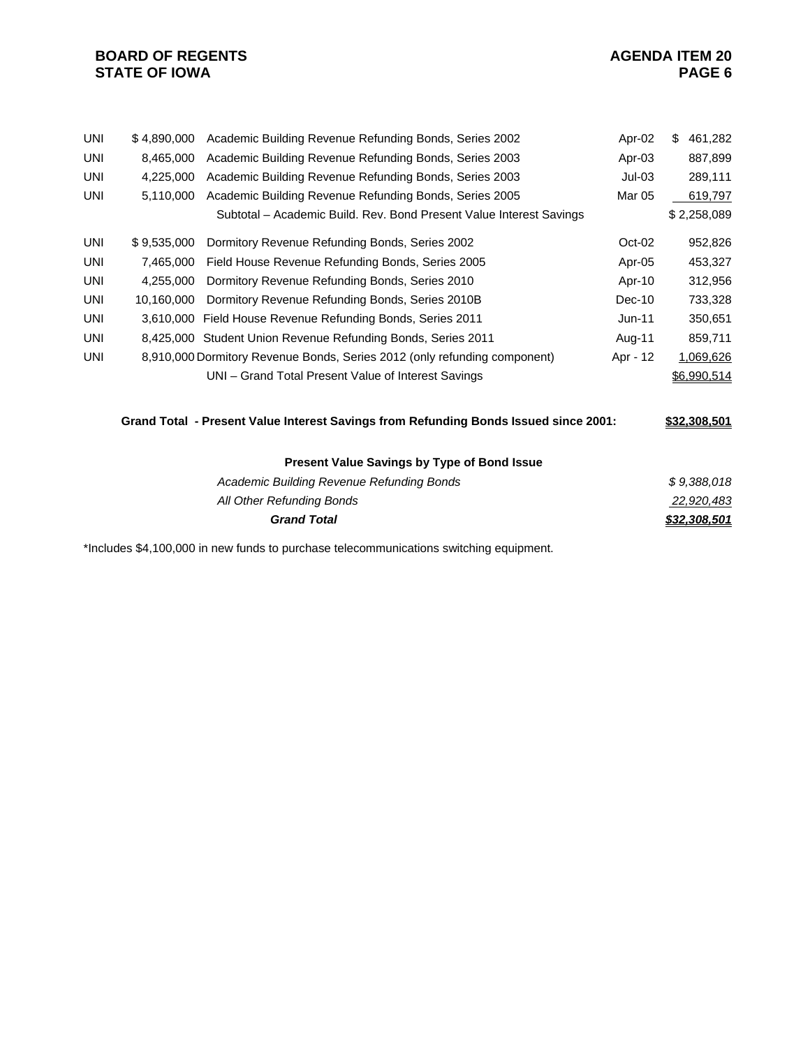| | | | | |
|---|---|---|---|---|
| UNI | $ 4,890,000 | Academic Building Revenue Refunding Bonds, Series 2002 | Apr-02 | $ 461,282 |
| UNI | 8,465,000 | Academic Building Revenue Refunding Bonds, Series 2003 | Apr-03 | 887,899 |
| UNI | 4,225,000 | Academic Building Revenue Refunding Bonds, Series 2003 | Jul-03 | 289,111 |
| UNI | 5,110,000 | Academic Building Revenue Refunding Bonds, Series 2005 | Mar 05 | 619,797 |
| | | Subtotal – Academic Build. Rev. Bond Present Value Interest Savings | | $ 2,258,089 |
| UNI | $ 9,535,000 | Dormitory Revenue Refunding Bonds, Series 2002 | Oct-02 | 952,826 |
| UNI | 7,465,000 | Field House Revenue Refunding Bonds, Series 2005 | Apr-05 | 453,327 |
| UNI | 4,255,000 | Dormitory Revenue Refunding Bonds, Series 2010 | Apr-10 | 312,956 |
| UNI | 10,160,000 | Dormitory Revenue Refunding Bonds, Series 2010B | Dec-10 | 733,328 |
| UNI | 3,610,000 | Field House Revenue Refunding Bonds, Series 2011 | Jun-11 | 350,651 |
| UNI | 8,425,000 | Student Union Revenue Refunding Bonds, Series 2011 | Aug-11 | 859,711 |
| UNI | 8,910,000 | Dormitory Revenue Bonds, Series 2012 (only refunding component) | Apr - 12 | 1,069,626 |
| | | UNI – Grand Total Present Value of Interest Savings | | $6,990,514 |

**Grand Total - Present Value Interest Savings from Refunding Bonds Issued since 2001: $32,308,501**

**Present Value Savings by Type of Bond Issue**

| | |
|---|---|
| *Academic Building Revenue Refunding Bonds* | *$ 9,388,018* |
| *All Other Refunding Bonds* | *22,920,483* |
| ***Grand Total*** | ***$32,308,501*** |

*Includes $4,100,000 in new funds to purchase telecommunications switching equipment.